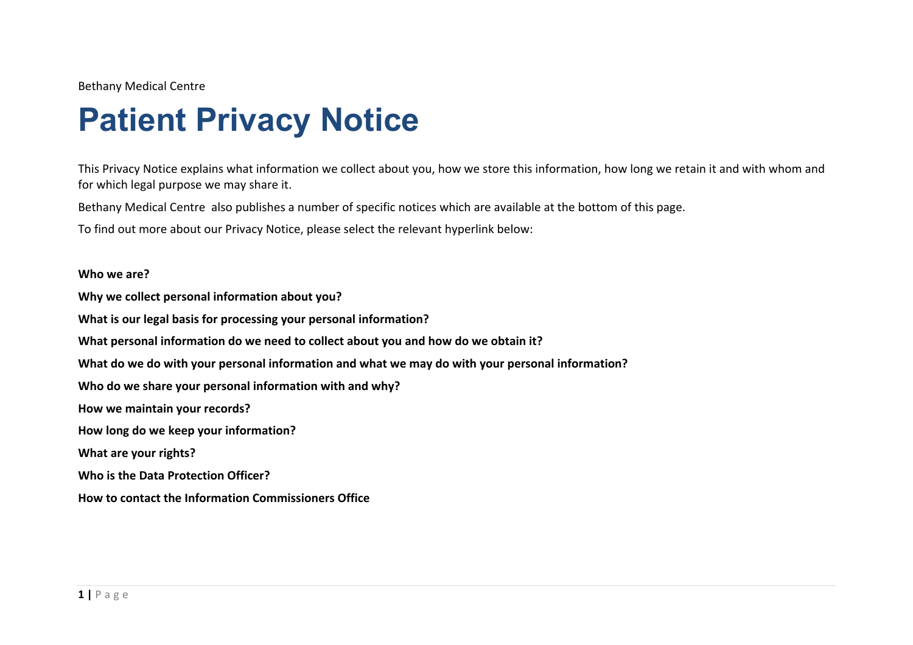Bethany Medical Centre

# Patient Privacy Notice

This Privacy Notice explains what information we collect about you, how we store this information, how long we retain it and with whom and for which legal purpose we may share it.

Bethany Medical Centre also publishes a number of specific notices which are available at the bottom of this page.

To find out more about our Privacy Notice, please select the relevant hyperlink below:

**Who we are?**

**Why we collect personal information about you?**

**What is our legal basis for processing your personal information?**

**What personal information do we need to collect about you and how do we obtain it?**

**What do we do with your personal information and what we may do with your personal information?**

**Who do we share your personal information with and why?**

**How we maintain your records?**

**How long do we keep your information?**

**What are your rights?**

**Who is the Data Protection Officer?**

**How to contact the Information Commissioners Office**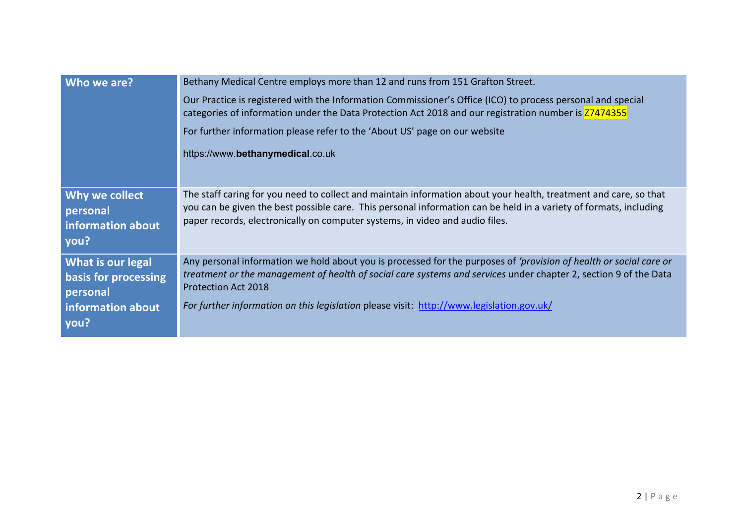| **Who we are?** | Bethany Medical Centre employs more than 12 and runs from 151 Grafton Street.<br><br>Our Practice is registered with the Information Commissioner's Office (ICO) to process personal and special categories of information under the Data Protection Act 2018 and our registration number is Z7474355<br><br>For further information please refer to the 'About US' page on our website<br><br>https://www.**bethanymedical**.co.uk |
|---|---|
| **Why we collect personal information about you?** | The staff caring for you need to collect and maintain information about your health, treatment and care, so that you can be given the best possible care. This personal information can be held in a variety of formats, including paper records, electronically on computer systems, in video and audio files. |
| **What is our legal basis for processing personal information about you?** | Any personal information we hold about you is processed for the purposes of *'provision of health or social care or treatment or the management of health of social care systems and services* under chapter 2, section 9 of the Data Protection Act 2018<br><br>*For further information on this legislation* please visit: [http://www.legislation.gov.uk/](http://www.legislation.gov.uk/) |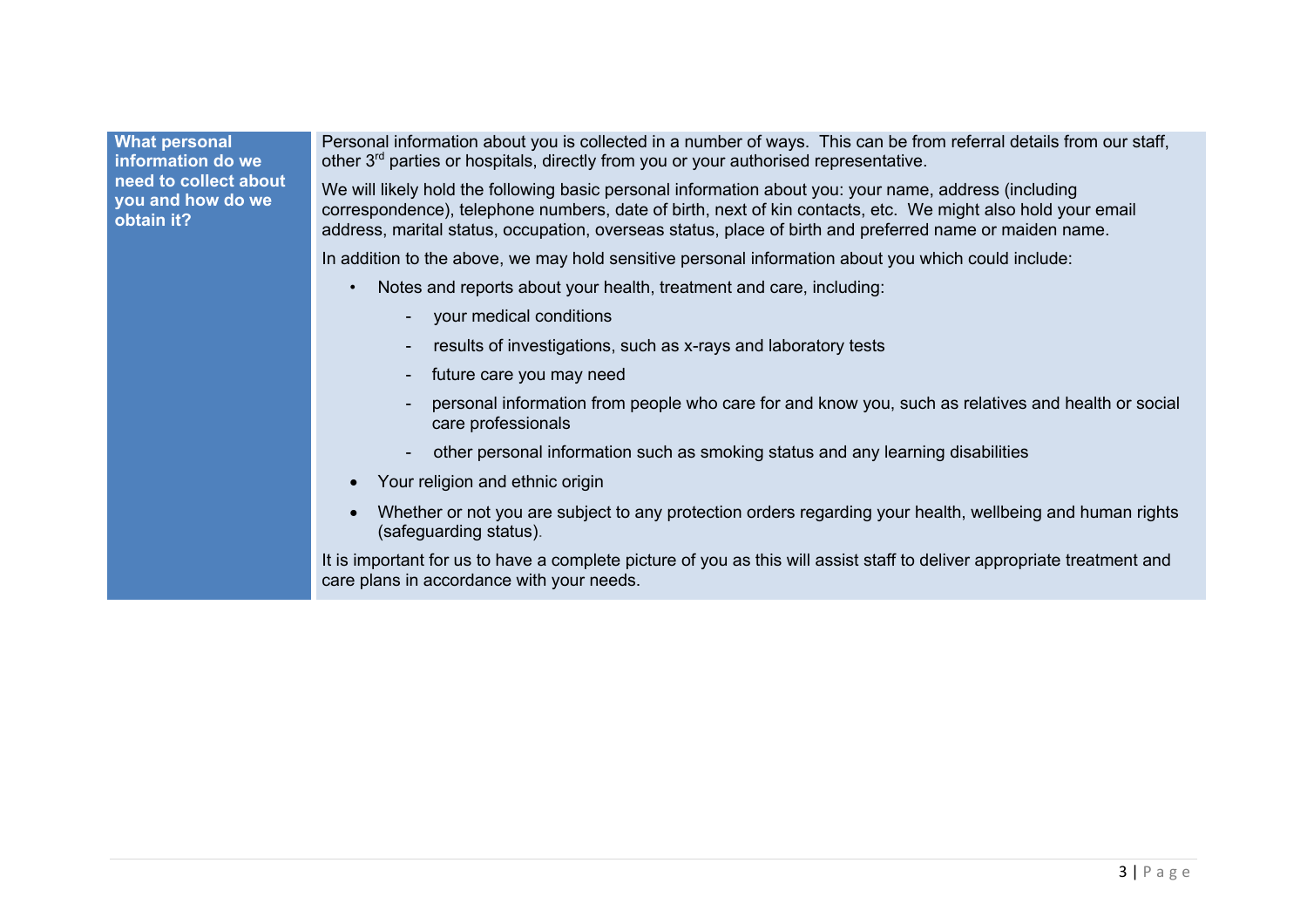| What personal information do we need to collect about you and how do we obtain it? | |
|---|---|

**What personal information do we need to collect about you and how do we obtain it?**

Personal information about you is collected in a number of ways. This can be from referral details from our staff, other 3rd parties or hospitals, directly from you or your authorised representative.

We will likely hold the following basic personal information about you: your name, address (including correspondence), telephone numbers, date of birth, next of kin contacts, etc. We might also hold your email address, marital status, occupation, overseas status, place of birth and preferred name or maiden name.

In addition to the above, we may hold sensitive personal information about you which could include:

- Notes and reports about your health, treatment and care, including:
  - your medical conditions
  - results of investigations, such as x-rays and laboratory tests
  - future care you may need
  - personal information from people who care for and know you, such as relatives and health or social care professionals
  - other personal information such as smoking status and any learning disabilities
- Your religion and ethnic origin
- Whether or not you are subject to any protection orders regarding your health, wellbeing and human rights (safeguarding status).

It is important for us to have a complete picture of you as this will assist staff to deliver appropriate treatment and care plans in accordance with your needs.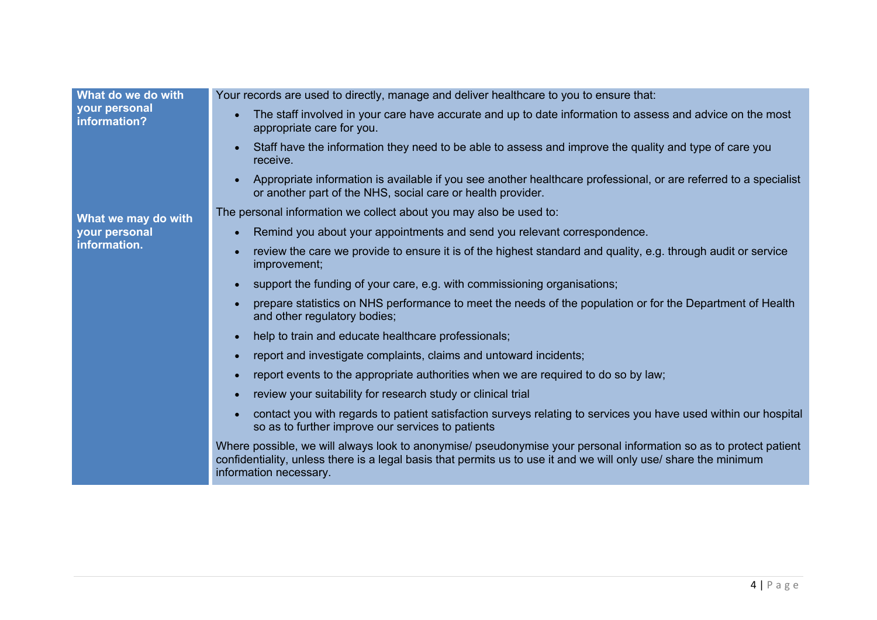| | |
|---|---|
| **What do we do with your personal information?** | Your records are used to directly, manage and deliver healthcare to you to ensure that:<br>• The staff involved in your care have accurate and up to date information to assess and advice on the most appropriate care for you.<br>• Staff have the information they need to be able to assess and improve the quality and type of care you receive.<br>• Appropriate information is available if you see another healthcare professional, or are referred to a specialist or another part of the NHS, social care or health provider. |
| **What we may do with your personal information.** | The personal information we collect about you may also be used to:<br>• Remind you about your appointments and send you relevant correspondence.<br>• review the care we provide to ensure it is of the highest standard and quality, e.g. through audit or service improvement;<br>• support the funding of your care, e.g. with commissioning organisations;<br>• prepare statistics on NHS performance to meet the needs of the population or for the Department of Health and other regulatory bodies;<br>• help to train and educate healthcare professionals;<br>• report and investigate complaints, claims and untoward incidents;<br>• report events to the appropriate authorities when we are required to do so by law;<br>• review your suitability for research study or clinical trial<br>• contact you with regards to patient satisfaction surveys relating to services you have used within our hospital so as to further improve our services to patients<br><br>Where possible, we will always look to anonymise/ pseudonymise your personal information so as to protect patient confidentiality, unless there is a legal basis that permits us to use it and we will only use/ share the minimum information necessary. |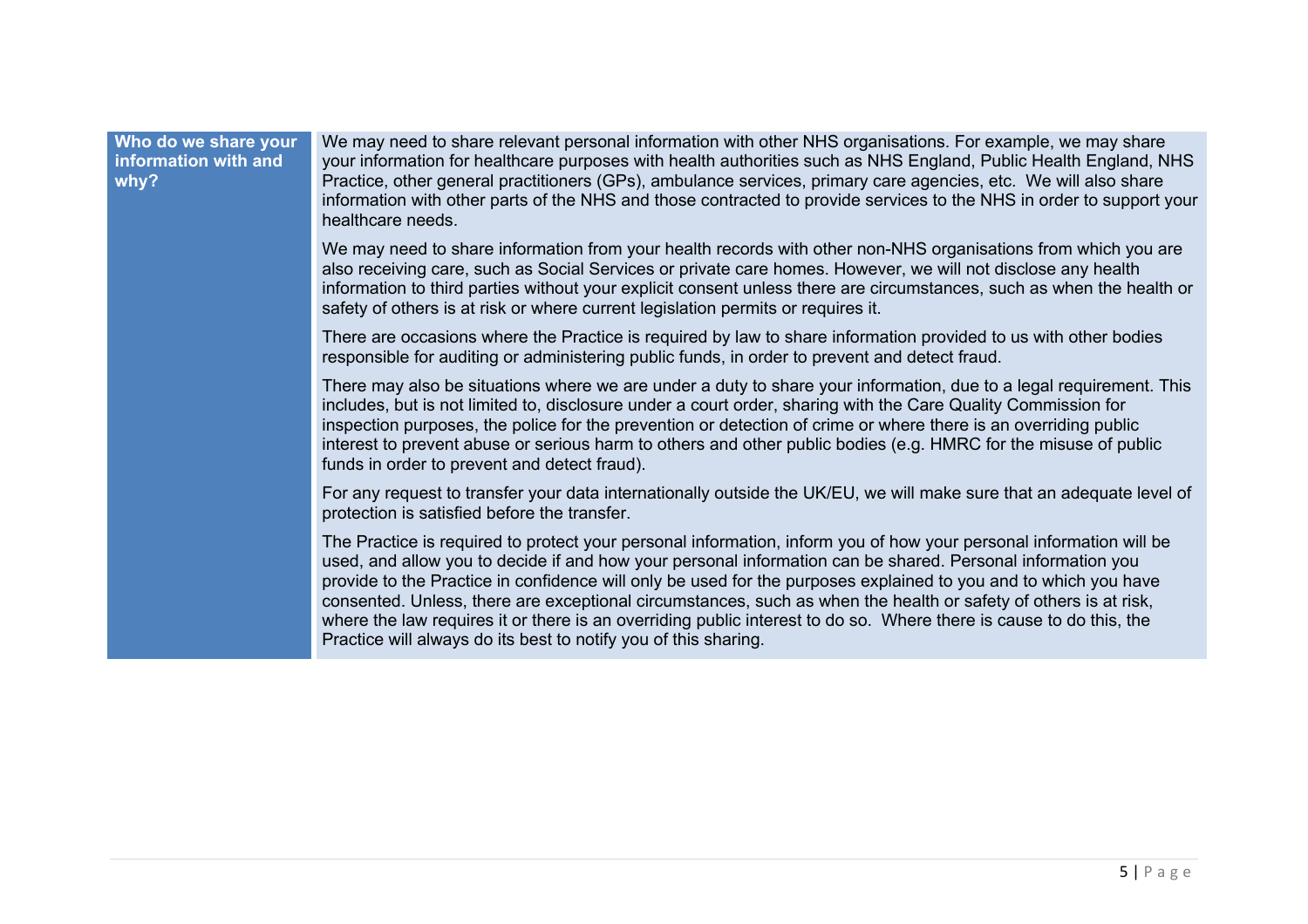| Who do we share your information with and why? | |
|---|---|
| **Who do we share your information with and why?** | We may need to share relevant personal information with other NHS organisations. For example, we may share your information for healthcare purposes with health authorities such as NHS England, Public Health England, NHS Practice, other general practitioners (GPs), ambulance services, primary care agencies, etc.  We will also share information with other parts of the NHS and those contracted to provide services to the NHS in order to support your healthcare needs.<br><br>We may need to share information from your health records with other non-NHS organisations from which you are also receiving care, such as Social Services or private care homes. However, we will not disclose any health information to third parties without your explicit consent unless there are circumstances, such as when the health or safety of others is at risk or where current legislation permits or requires it.<br><br>There are occasions where the Practice is required by law to share information provided to us with other bodies responsible for auditing or administering public funds, in order to prevent and detect fraud.<br><br>There may also be situations where we are under a duty to share your information, due to a legal requirement. This includes, but is not limited to, disclosure under a court order, sharing with the Care Quality Commission for inspection purposes, the police for the prevention or detection of crime or where there is an overriding public interest to prevent abuse or serious harm to others and other public bodies (e.g. HMRC for the misuse of public funds in order to prevent and detect fraud).<br><br>For any request to transfer your data internationally outside the UK/EU, we will make sure that an adequate level of protection is satisfied before the transfer.<br><br>The Practice is required to protect your personal information, inform you of how your personal information will be used, and allow you to decide if and how your personal information can be shared. Personal information you provide to the Practice in confidence will only be used for the purposes explained to you and to which you have consented. Unless, there are exceptional circumstances, such as when the health or safety of others is at risk, where the law requires it or there is an overriding public interest to do so.  Where there is cause to do this, the Practice will always do its best to notify you of this sharing. |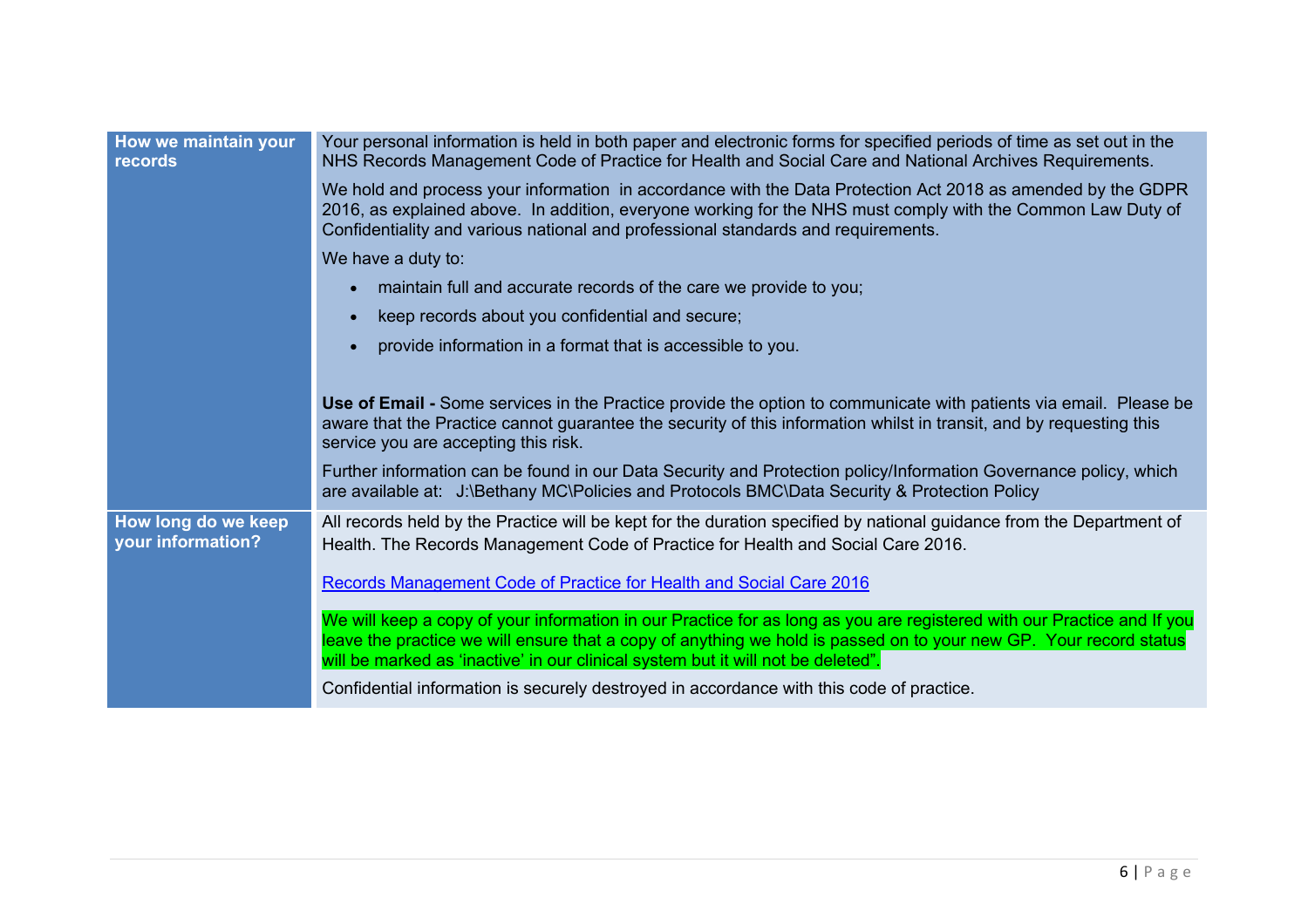| | |
|---|---|
| **How we maintain your records** | Your personal information is held in both paper and electronic forms for specified periods of time as set out in the NHS Records Management Code of Practice for Health and Social Care and National Archives Requirements.<br><br>We hold and process your information in accordance with the Data Protection Act 2018 as amended by the GDPR 2016, as explained above. In addition, everyone working for the NHS must comply with the Common Law Duty of Confidentiality and various national and professional standards and requirements.<br><br>We have a duty to:<br><br>• maintain full and accurate records of the care we provide to you;<br>• keep records about you confidential and secure;<br>• provide information in a format that is accessible to you.<br><br>**Use of Email -** Some services in the Practice provide the option to communicate with patients via email. Please be aware that the Practice cannot guarantee the security of this information whilst in transit, and by requesting this service you are accepting this risk.<br><br>Further information can be found in our Data Security and Protection policy/Information Governance policy, which are available at: J:\Bethany MC\Policies and Protocols BMC\Data Security & Protection Policy |
| **How long do we keep your information?** | All records held by the Practice will be kept for the duration specified by national guidance from the Department of Health. The Records Management Code of Practice for Health and Social Care 2016.<br><br>Records Management Code of Practice for Health and Social Care 2016<br><br>We will keep a copy of your information in our Practice for as long as you are registered with our Practice and If you leave the practice we will ensure that a copy of anything we hold is passed on to your new GP. Your record status will be marked as 'inactive' in our clinical system but it will not be deleted".<br><br>Confidential information is securely destroyed in accordance with this code of practice. |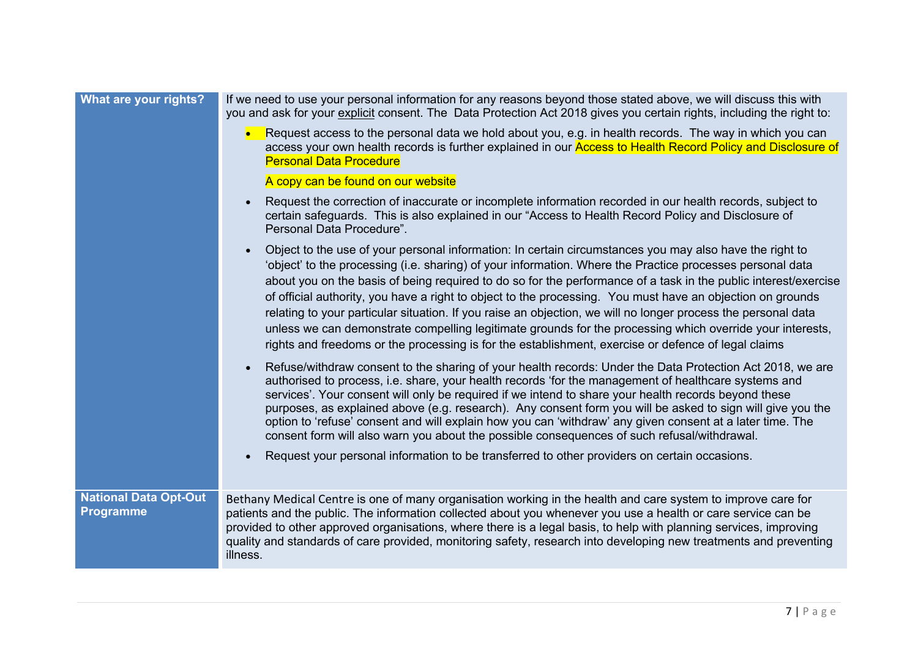| What are your rights? | If we need to use your personal information for any reasons beyond those stated above, we will discuss this with you and ask for your explicit consent. The Data Protection Act 2018 gives you certain rights, including the right to:<br><br>• Request access to the personal data we hold about you, e.g. in health records. The way in which you can access your own health records is further explained in our Access to Health Record Policy and Disclosure of Personal Data Procedure<br><br>A copy can be found on our website<br><br>• Request the correction of inaccurate or incomplete information recorded in our health records, subject to certain safeguards. This is also explained in our "Access to Health Record Policy and Disclosure of Personal Data Procedure".<br><br>• Object to the use of your personal information: In certain circumstances you may also have the right to 'object' to the processing (i.e. sharing) of your information. Where the Practice processes personal data about you on the basis of being required to do so for the performance of a task in the public interest/exercise of official authority, you have a right to object to the processing. You must have an objection on grounds relating to your particular situation. If you raise an objection, we will no longer process the personal data unless we can demonstrate compelling legitimate grounds for the processing which override your interests, rights and freedoms or the processing is for the establishment, exercise or defence of legal claims<br><br>• Refuse/withdraw consent to the sharing of your health records: Under the Data Protection Act 2018, we are authorised to process, i.e. share, your health records 'for the management of healthcare systems and services'. Your consent will only be required if we intend to share your health records beyond these purposes, as explained above (e.g. research). Any consent form you will be asked to sign will give you the option to 'refuse' consent and will explain how you can 'withdraw' any given consent at a later time. The consent form will also warn you about the possible consequences of such refusal/withdrawal.<br><br>• Request your personal information to be transferred to other providers on certain occasions. |
|---|---|
| National Data Opt-Out Programme | Bethany Medical Centre is one of many organisation working in the health and care system to improve care for patients and the public. The information collected about you whenever you use a health or care service can be provided to other approved organisations, where there is a legal basis, to help with planning services, improving quality and standards of care provided, monitoring safety, research into developing new treatments and preventing illness. |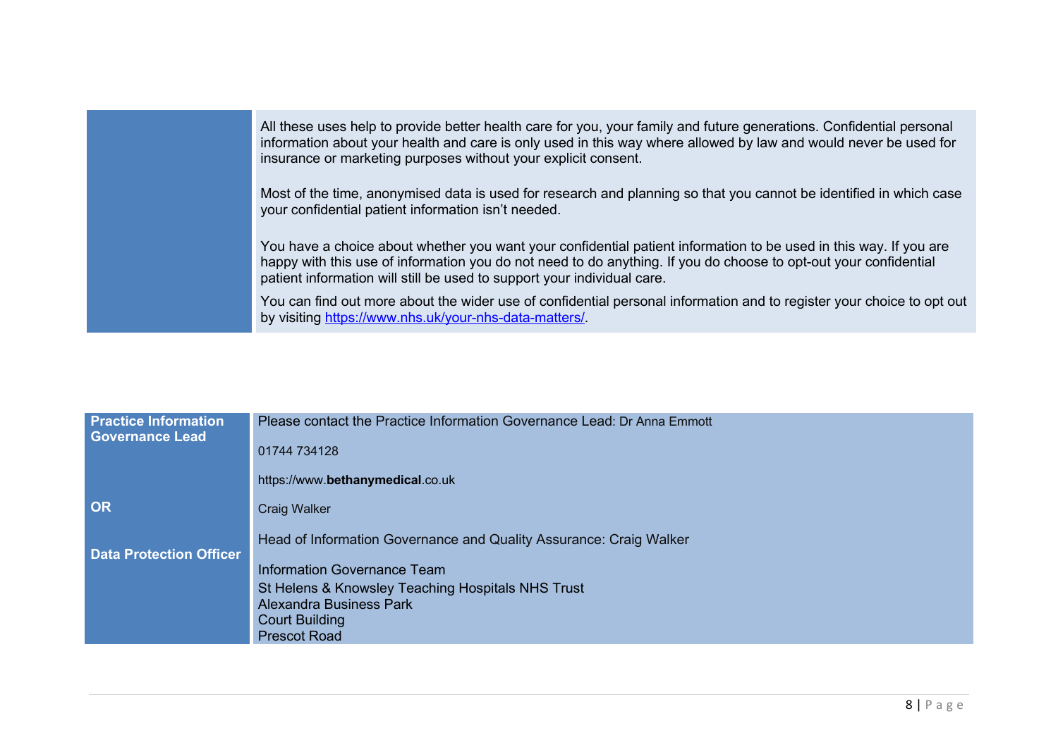| | |
|---|---|
| | All these uses help to provide better health care for you, your family and future generations. Confidential personal information about your health and care is only used in this way where allowed by law and would never be used for insurance or marketing purposes without your explicit consent.<br><br>Most of the time, anonymised data is used for research and planning so that you cannot be identified in which case your confidential patient information isn't needed.<br><br>You have a choice about whether you want your confidential patient information to be used in this way. If you are happy with this use of information you do not need to do anything. If you do choose to opt-out your confidential patient information will still be used to support your individual care.<br><br>You can find out more about the wider use of confidential personal information and to register your choice to opt out by visiting https://www.nhs.uk/your-nhs-data-matters/. |

| | |
|---|---|
| **Practice Information Governance Lead**<br><br>**OR**<br><br>**Data Protection Officer** | Please contact the Practice Information Governance Lead: Dr Anna Emmott<br><br>01744 734128<br><br>https://www.**bethanymedical**.co.uk<br><br>Craig Walker<br><br>Head of Information Governance and Quality Assurance: Craig Walker<br><br>Information Governance Team<br>St Helens & Knowsley Teaching Hospitals NHS Trust<br>Alexandra Business Park<br>Court Building<br>Prescot Road |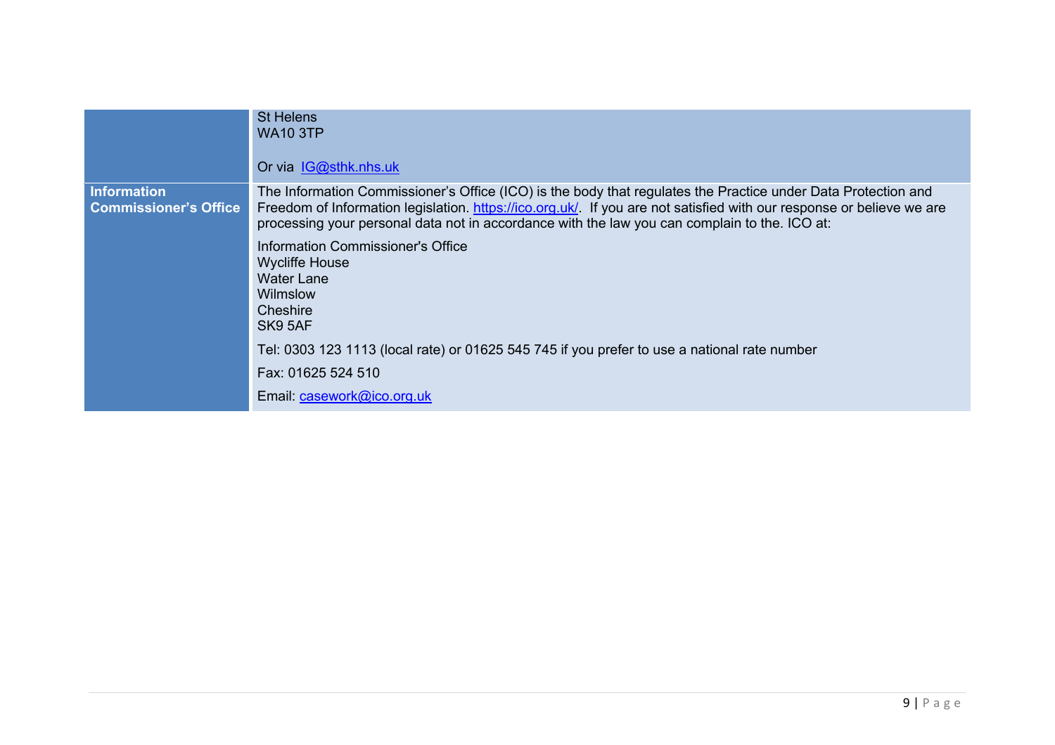| | |
|---|---|
| | St Helens<br>WA10 3TP<br><br>Or via IG@sthk.nhs.uk |
| **Information Commissioner's Office** | The Information Commissioner's Office (ICO) is the body that regulates the Practice under Data Protection and Freedom of Information legislation. https://ico.org.uk/. If you are not satisfied with our response or believe we are processing your personal data not in accordance with the law you can complain to the. ICO at:<br><br>Information Commissioner's Office<br>Wycliffe House<br>Water Lane<br>Wilmslow<br>Cheshire<br>SK9 5AF<br><br>Tel: 0303 123 1113 (local rate) or 01625 545 745 if you prefer to use a national rate number<br><br>Fax: 01625 524 510<br><br>Email: casework@ico.org.uk |